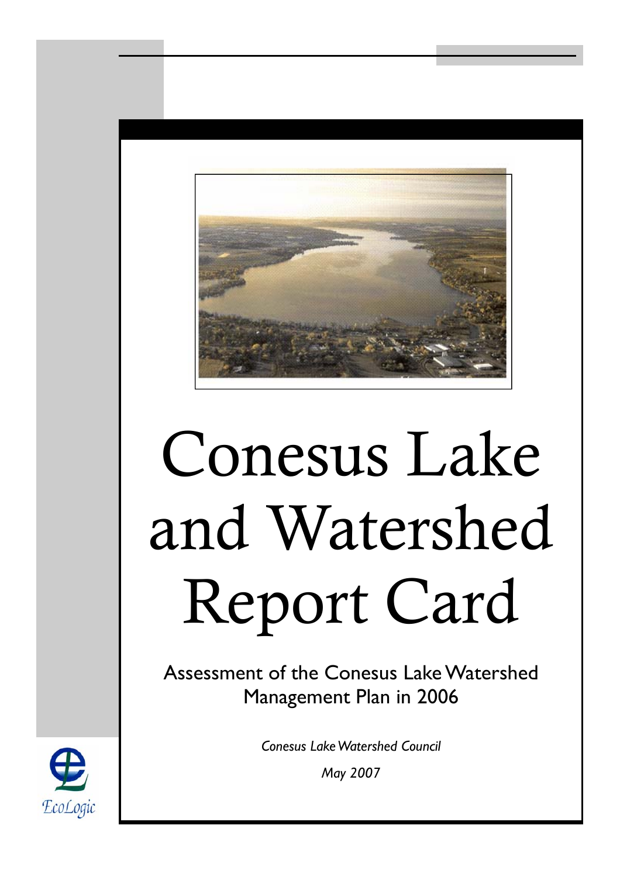# Conesus Lake and Watershed Report Card

## Assessment of the Conesus Lake Watershed Management Plan in 2006

*Conesus Lake Watershed Council*

*May 2007*

EcoLogic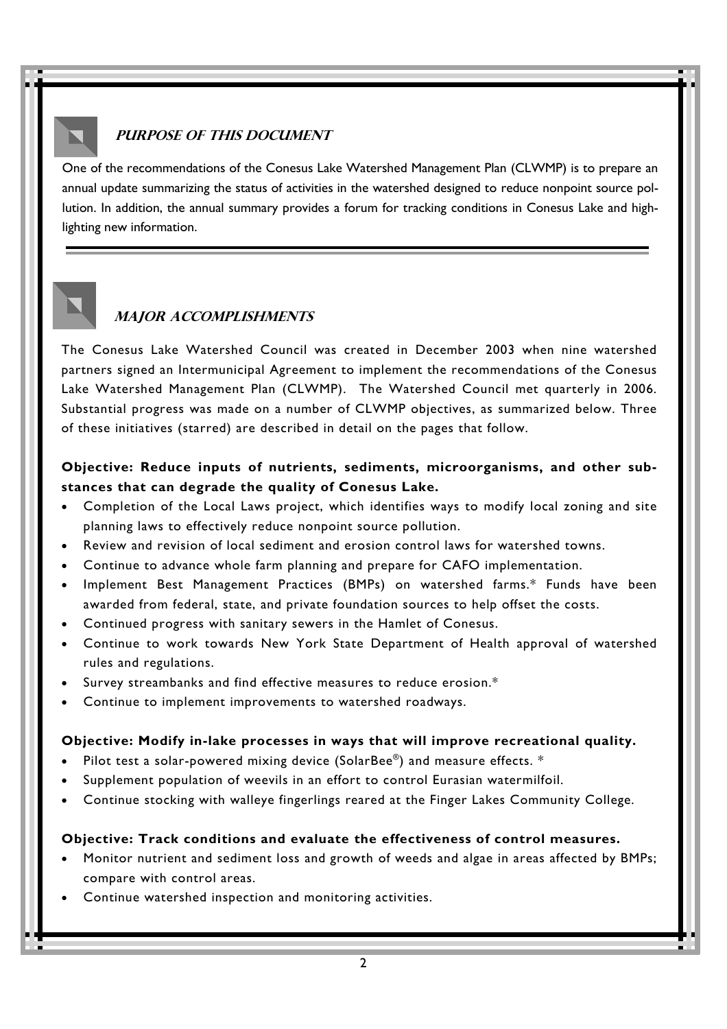## Purpose of this Document

One of the recommendations of the Conesus Lake Watershed Management Plan (CLWMP) is to prepare an annual update summarizing the status of activities in the watershed designed to reduce nonpoint source pollution. In addition, the annual summary provides a forum for tracking conditions in Conesus Lake and highlighting new information.

## Major Accomplishments

The Conesus Lake Watershed Council was created in December 2003 when nine watershed partners signed an Intermunicipal Agreement to implement the recommendations of the Conesus Lake Watershed Management Plan (CLWMP). The Watershed Council met quarterly in 2006. Substantial progress was made on a number of CLWMP objectives, as summarized below. Three of these initiatives (starred) are described in detail on the pages that follow.

**Objective: Reduce inputs of nutrients, sediments, microorganisms, and other substances that can degrade the quality of Conesus Lake.**

- Completion of the Local Laws project, which identifies ways to modify local zoning and site planning laws to effectively reduce nonpoint source pollution.
- Review and revision of local sediment and erosion control laws for watershed towns.
- Continue to advance whole farm planning and prepare for CAFO implementation.
- Implement Best Management Practices (BMPs) on watershed farms.* Funds have been awarded from federal, state, and private foundation sources to help offset the costs.
- Continued progress with sanitary sewers in the Hamlet of Conesus.
- Continue to work towards New York State Department of Health approval of watershed rules and regulations.
- Survey streambanks and find effective measures to reduce erosion.*
- Continue to implement improvements to watershed roadways.

**Objective: Modify in-lake processes in ways that will improve recreational quality.**

- Pilot test a solar-powered mixing device (SolarBee®) and measure effects. *
- Supplement population of weevils in an effort to control Eurasian watermilfoil.
- Continue stocking with walleye fingerlings reared at the Finger Lakes Community College.

**Objective: Track conditions and evaluate the effectiveness of control measures.**

- Monitor nutrient and sediment loss and growth of weeds and algae in areas affected by BMPs; compare with control areas.
- Continue watershed inspection and monitoring activities.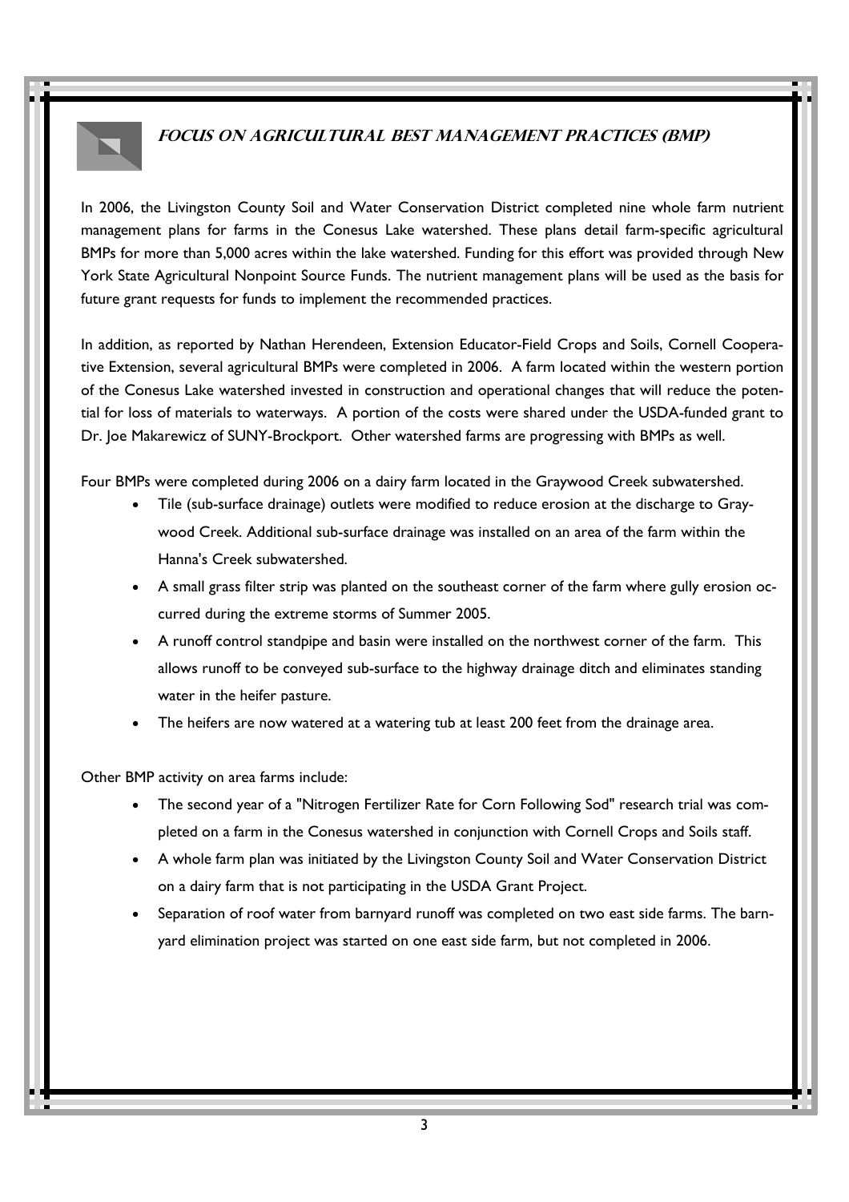## *Focus on Agricultural Best Management Practices (BMP)*

In 2006, the Livingston County Soil and Water Conservation District completed nine whole farm nutrient management plans for farms in the Conesus Lake watershed. These plans detail farm-specific agricultural BMPs for more than 5,000 acres within the lake watershed. Funding for this effort was provided through New York State Agricultural Nonpoint Source Funds. The nutrient management plans will be used as the basis for future grant requests for funds to implement the recommended practices.

In addition, as reported by Nathan Herendeen, Extension Educator-Field Crops and Soils, Cornell Cooperative Extension, several agricultural BMPs were completed in 2006. A farm located within the western portion of the Conesus Lake watershed invested in construction and operational changes that will reduce the potential for loss of materials to waterways. A portion of the costs were shared under the USDA-funded grant to Dr. Joe Makarewicz of SUNY-Brockport. Other watershed farms are progressing with BMPs as well.

Four BMPs were completed during 2006 on a dairy farm located in the Graywood Creek subwatershed.

- Tile (sub-surface drainage) outlets were modified to reduce erosion at the discharge to Graywood Creek. Additional sub-surface drainage was installed on an area of the farm within the Hanna's Creek subwatershed.
- A small grass filter strip was planted on the southeast corner of the farm where gully erosion occurred during the extreme storms of Summer 2005.
- A runoff control standpipe and basin were installed on the northwest corner of the farm. This allows runoff to be conveyed sub-surface to the highway drainage ditch and eliminates standing water in the heifer pasture.
- The heifers are now watered at a watering tub at least 200 feet from the drainage area.

Other BMP activity on area farms include:

- The second year of a "Nitrogen Fertilizer Rate for Corn Following Sod" research trial was completed on a farm in the Conesus watershed in conjunction with Cornell Crops and Soils staff.
- A whole farm plan was initiated by the Livingston County Soil and Water Conservation District on a dairy farm that is not participating in the USDA Grant Project.
- Separation of roof water from barnyard runoff was completed on two east side farms. The barnyard elimination project was started on one east side farm, but not completed in 2006.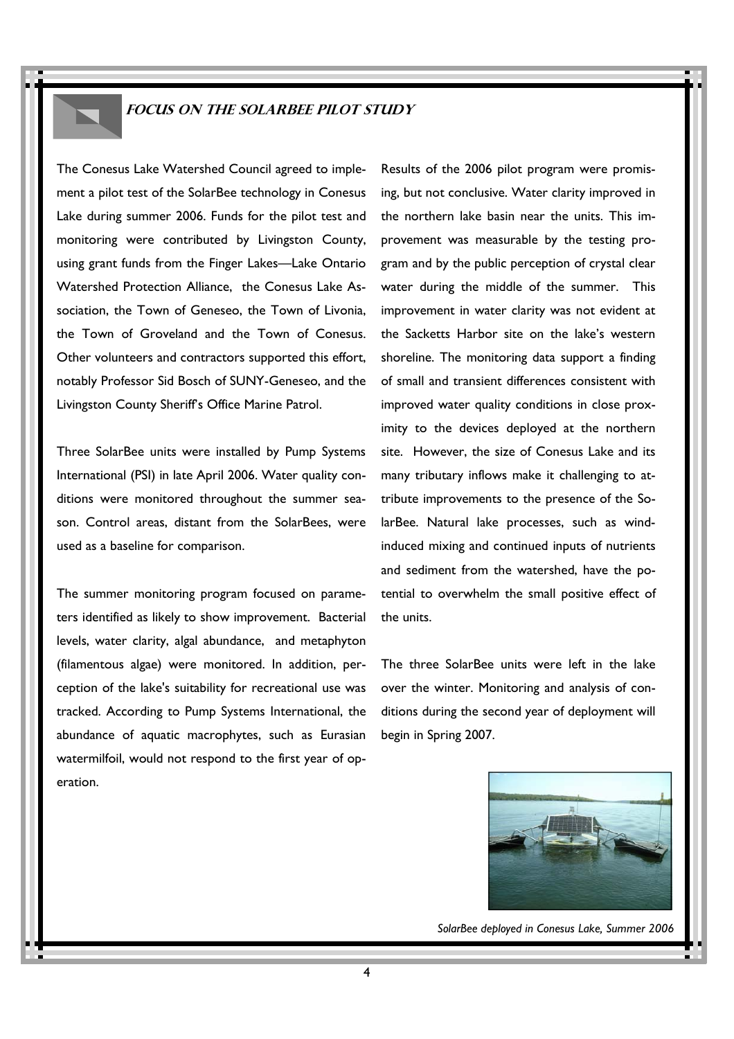## Focus on the SolarBee Pilot Study

The Conesus Lake Watershed Council agreed to implement a pilot test of the SolarBee technology in Conesus Lake during summer 2006. Funds for the pilot test and monitoring were contributed by Livingston County, using grant funds from the Finger Lakes—Lake Ontario Watershed Protection Alliance, the Conesus Lake Association, the Town of Geneseo, the Town of Livonia, the Town of Groveland and the Town of Conesus. Other volunteers and contractors supported this effort, notably Professor Sid Bosch of SUNY-Geneseo, and the Livingston County Sheriff's Office Marine Patrol.

Three SolarBee units were installed by Pump Systems International (PSI) in late April 2006. Water quality conditions were monitored throughout the summer season. Control areas, distant from the SolarBees, were used as a baseline for comparison.

The summer monitoring program focused on parameters identified as likely to show improvement. Bacterial levels, water clarity, algal abundance, and metaphyton (filamentous algae) were monitored. In addition, perception of the lake's suitability for recreational use was tracked. According to Pump Systems International, the abundance of aquatic macrophytes, such as Eurasian watermilfoil, would not respond to the first year of operation.

Results of the 2006 pilot program were promising, but not conclusive. Water clarity improved in the northern lake basin near the units. This improvement was measurable by the testing program and by the public perception of crystal clear water during the middle of the summer. This improvement in water clarity was not evident at the Sacketts Harbor site on the lake's western shoreline. The monitoring data support a finding of small and transient differences consistent with improved water quality conditions in close proximity to the devices deployed at the northern site. However, the size of Conesus Lake and its many tributary inflows make it challenging to attribute improvements to the presence of the SolarBee. Natural lake processes, such as wind-induced mixing and continued inputs of nutrients and sediment from the watershed, have the potential to overwhelm the small positive effect of the units.

The three SolarBee units were left in the lake over the winter. Monitoring and analysis of conditions during the second year of deployment will begin in Spring 2007.

*SolarBee deployed in Conesus Lake, Summer 2006*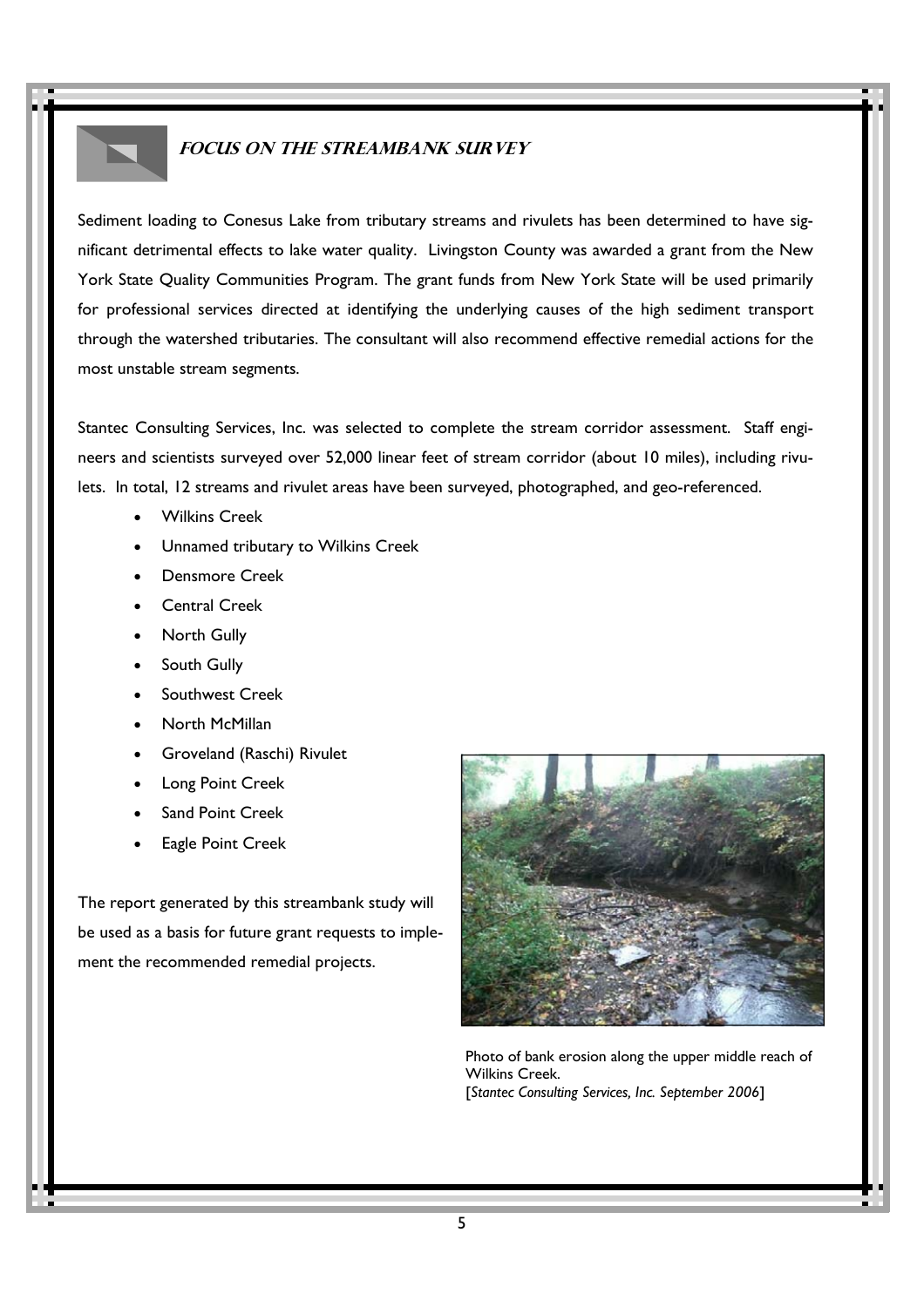## FOCUS ON THE STREAMBANK SURVEY

Sediment loading to Conesus Lake from tributary streams and rivulets has been determined to have significant detrimental effects to lake water quality. Livingston County was awarded a grant from the New York State Quality Communities Program. The grant funds from New York State will be used primarily for professional services directed at identifying the underlying causes of the high sediment transport through the watershed tributaries. The consultant will also recommend effective remedial actions for the most unstable stream segments.

Stantec Consulting Services, Inc. was selected to complete the stream corridor assessment. Staff engineers and scientists surveyed over 52,000 linear feet of stream corridor (about 10 miles), including rivulets. In total, 12 streams and rivulet areas have been surveyed, photographed, and geo-referenced.

- Wilkins Creek
- Unnamed tributary to Wilkins Creek
- Densmore Creek
- Central Creek
- North Gully
- South Gully
- Southwest Creek
- North McMillan
- Groveland (Raschi) Rivulet
- Long Point Creek
- Sand Point Creek
- Eagle Point Creek

The report generated by this streambank study will be used as a basis for future grant requests to implement the recommended remedial projects.

Photo of bank erosion along the upper middle reach of Wilkins Creek.
[*Stantec Consulting Services, Inc. September 2006*]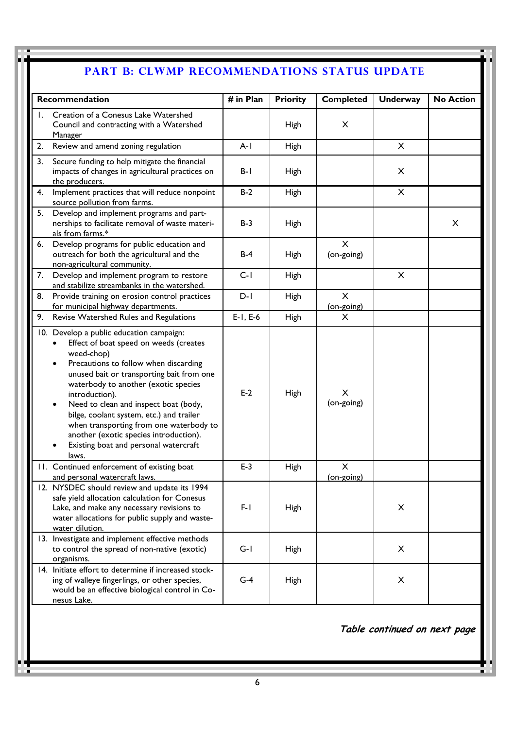## PART B: CLWMP RECOMMENDATIONS STATUS UPDATE

| Recommendation | # in Plan | Priority | Completed | Underway | No Action |
|---|---|---|---|---|---|
| 1. Creation of a Conesus Lake Watershed Council and contracting with a Watershed Manager | | High | X | | |
| 2. Review and amend zoning regulation | A-1 | High | | X | |
| 3. Secure funding to help mitigate the financial impacts of changes in agricultural practices on the producers. | B-1 | High | | X | |
| 4. Implement practices that will reduce nonpoint source pollution from farms. | B-2 | High | | X | |
| 5. Develop and implement programs and partnerships to facilitate removal of waste materials from farms.* | B-3 | High | | | X |
| 6. Develop programs for public education and outreach for both the agricultural and the non-agricultural community. | B-4 | High | X (on-going) | | |
| 7. Develop and implement program to restore and stabilize streambanks in the watershed. | C-1 | High | | X | |
| 8. Provide training on erosion control practices for municipal highway departments. | D-1 | High | X (on-going) | | |
| 9. Revise Watershed Rules and Regulations | E-1, E-6 | High | X | | |
| 10. Develop a public education campaign: <br>• Effect of boat speed on weeds (creates weed-chop) <br>• Precautions to follow when discarding unused bait or transporting bait from one waterbody to another (exotic species introduction). <br>• Need to clean and inspect boat (body, bilge, coolant system, etc.) and trailer when transporting from one waterbody to another (exotic species introduction). <br>• Existing boat and personal watercraft laws. | E-2 | High | X (on-going) | | |
| 11. Continued enforcement of existing boat and personal watercraft laws. | E-3 | High | X (on-going) | | |
| 12. NYSDEC should review and update its 1994 safe yield allocation calculation for Conesus Lake, and make any necessary revisions to water allocations for public supply and waste-water dilution. | F-1 | High | | X | |
| 13. Investigate and implement effective methods to control the spread of non-native (exotic) organisms. | G-1 | High | | X | |
| 14. Initiate effort to determine if increased stocking of walleye fingerlings, or other species, would be an effective biological control in Conesus Lake. | G-4 | High | | X | |

*Table continued on next page*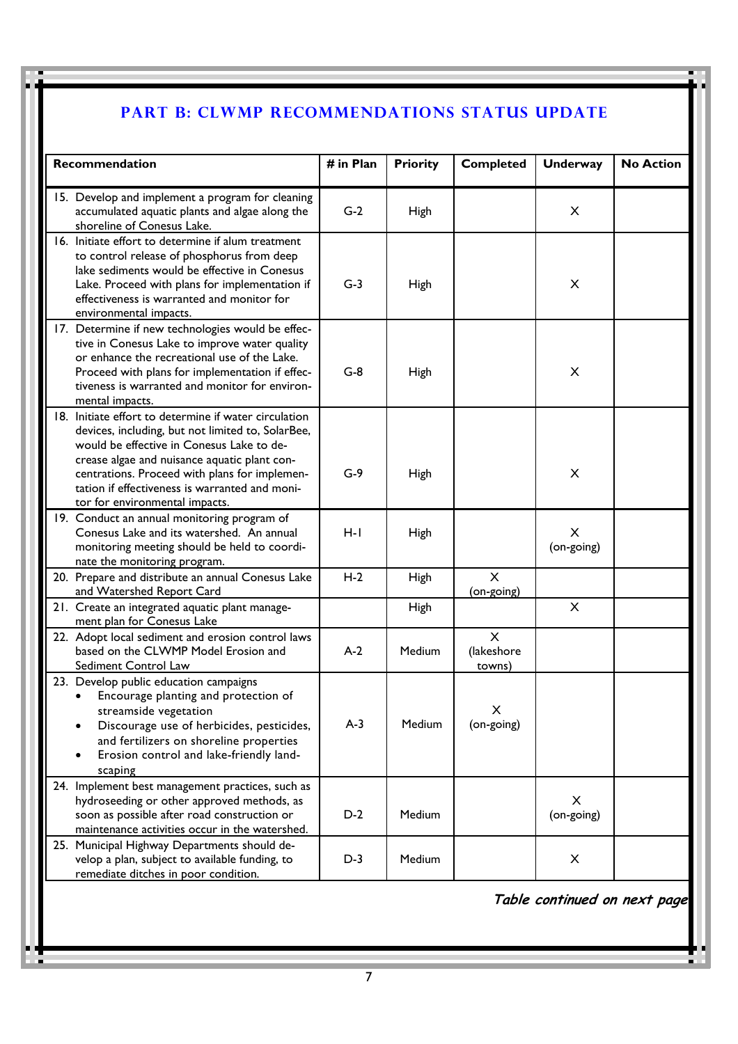## PART B: CLWMP RECOMMENDATIONS STATUS UPDATE

| Recommendation | # in Plan | Priority | Completed | Underway | No Action |
|---|---|---|---|---|---|
| 15. Develop and implement a program for cleaning accumulated aquatic plants and algae along the shoreline of Conesus Lake. | G-2 | High | | X | |
| 16. Initiate effort to determine if alum treatment to control release of phosphorus from deep lake sediments would be effective in Conesus Lake. Proceed with plans for implementation if effectiveness is warranted and monitor for environmental impacts. | G-3 | High | | X | |
| 17. Determine if new technologies would be effective in Conesus Lake to improve water quality or enhance the recreational use of the Lake. Proceed with plans for implementation if effectiveness is warranted and monitor for environmental impacts. | G-8 | High | | X | |
| 18. Initiate effort to determine if water circulation devices, including, but not limited to, SolarBee, would be effective in Conesus Lake to decrease algae and nuisance aquatic plant concentrations. Proceed with plans for implementation if effectiveness is warranted and monitor for environmental impacts. | G-9 | High | | X | |
| 19. Conduct an annual monitoring program of Conesus Lake and its watershed. An annual monitoring meeting should be held to coordinate the monitoring program. | H-1 | High | | X (on-going) | |
| 20. Prepare and distribute an annual Conesus Lake and Watershed Report Card | H-2 | High | X (on-going) | | |
| 21. Create an integrated aquatic plant management plan for Conesus Lake | | High | | X | |
| 22. Adopt local sediment and erosion control laws based on the CLWMP Model Erosion and Sediment Control Law | A-2 | Medium | X (lakeshore towns) | | |
| 23. Develop public education campaigns<br>• Encourage planting and protection of streamside vegetation<br>• Discourage use of herbicides, pesticides, and fertilizers on shoreline properties<br>• Erosion control and lake-friendly landscaping | A-3 | Medium | X (on-going) | | |
| 24. Implement best management practices, such as hydroseeding or other approved methods, as soon as possible after road construction or maintenance activities occur in the watershed. | D-2 | Medium | | X (on-going) | |
| 25. Municipal Highway Departments should develop a plan, subject to available funding, to remediate ditches in poor condition. | D-3 | Medium | | X | |

*Table continued on next page*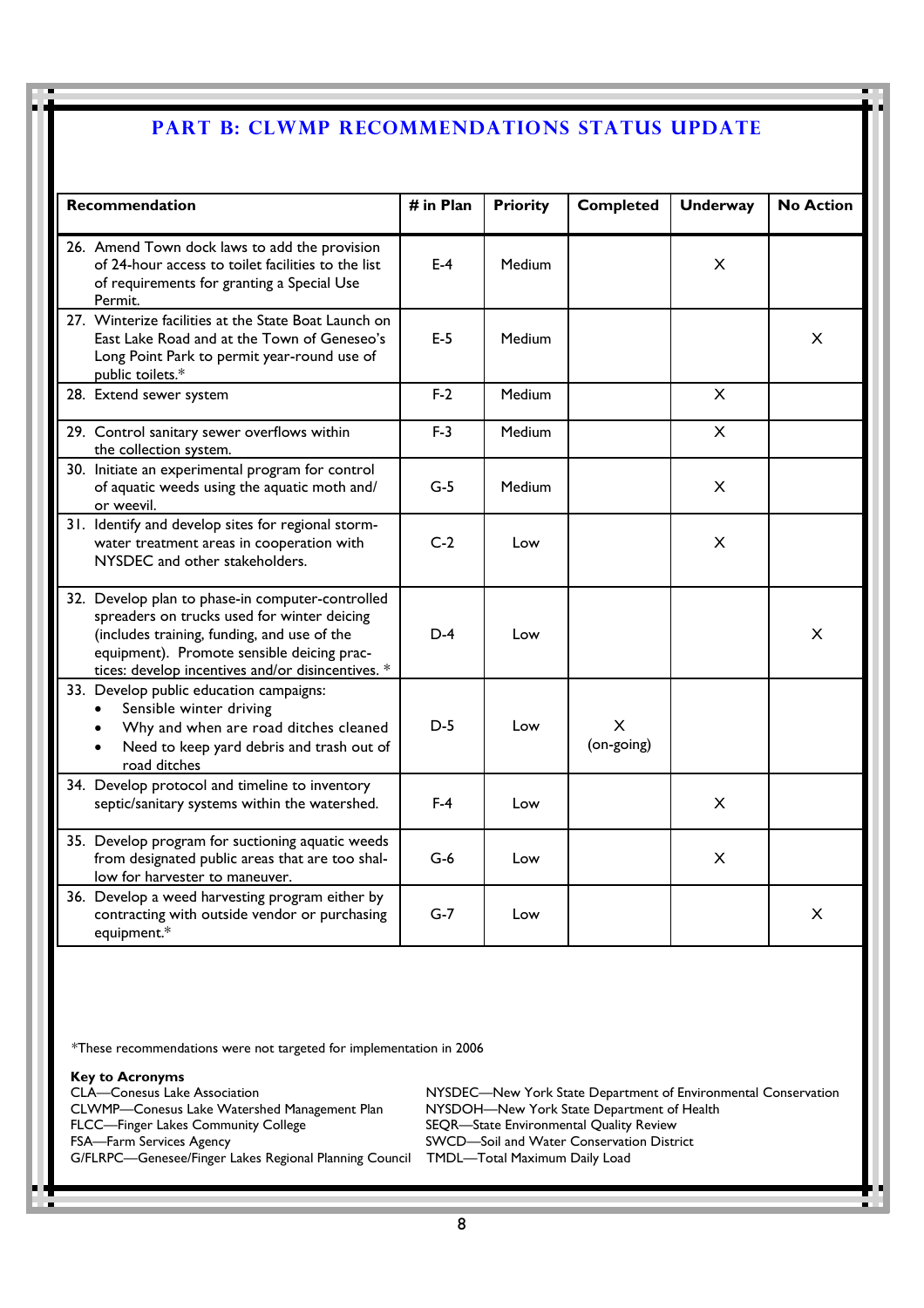## PART B: CLWMP RECOMMENDATIONS STATUS UPDATE

| Recommendation | # in Plan | Priority | Completed | Underway | No Action |
|---|---|---|---|---|---|
| 26. Amend Town dock laws to add the provision of 24-hour access to toilet facilities to the list of requirements for granting a Special Use Permit. | E-4 | Medium | | X | |
| 27. Winterize facilities at the State Boat Launch on East Lake Road and at the Town of Geneseo's Long Point Park to permit year-round use of public toilets.* | E-5 | Medium | | | X |
| 28. Extend sewer system | F-2 | Medium | | X | |
| 29. Control sanitary sewer overflows within the collection system. | F-3 | Medium | | X | |
| 30. Initiate an experimental program for control of aquatic weeds using the aquatic moth and/or weevil. | G-5 | Medium | | X | |
| 31. Identify and develop sites for regional storm-water treatment areas in cooperation with NYSDEC and other stakeholders. | C-2 | Low | | X | |
| 32. Develop plan to phase-in computer-controlled spreaders on trucks used for winter deicing (includes training, funding, and use of the equipment). Promote sensible deicing practices: develop incentives and/or disincentives. * | D-4 | Low | | | X |
| 33. Develop public education campaigns: <br>• Sensible winter driving <br>• Why and when are road ditches cleaned <br>• Need to keep yard debris and trash out of road ditches | D-5 | Low | X (on-going) | | |
| 34. Develop protocol and timeline to inventory septic/sanitary systems within the watershed. | F-4 | Low | | X | |
| 35. Develop program for suctioning aquatic weeds from designated public areas that are too shallow for harvester to maneuver. | G-6 | Low | | X | |
| 36. Develop a weed harvesting program either by contracting with outside vendor or purchasing equipment.* | G-7 | Low | | | X |

*These recommendations were not targeted for implementation in 2006

**Key to Acronyms**

CLA—Conesus Lake Association
CLWMP—Conesus Lake Watershed Management Plan
FLCC—Finger Lakes Community College
FSA—Farm Services Agency
G/FLRPC—Genesee/Finger Lakes Regional Planning Council
NYSDEC—New York State Department of Environmental Conservation
NYSDOH—New York State Department of Health
SEQR—State Environmental Quality Review
SWCD—Soil and Water Conservation District
TMDL—Total Maximum Daily Load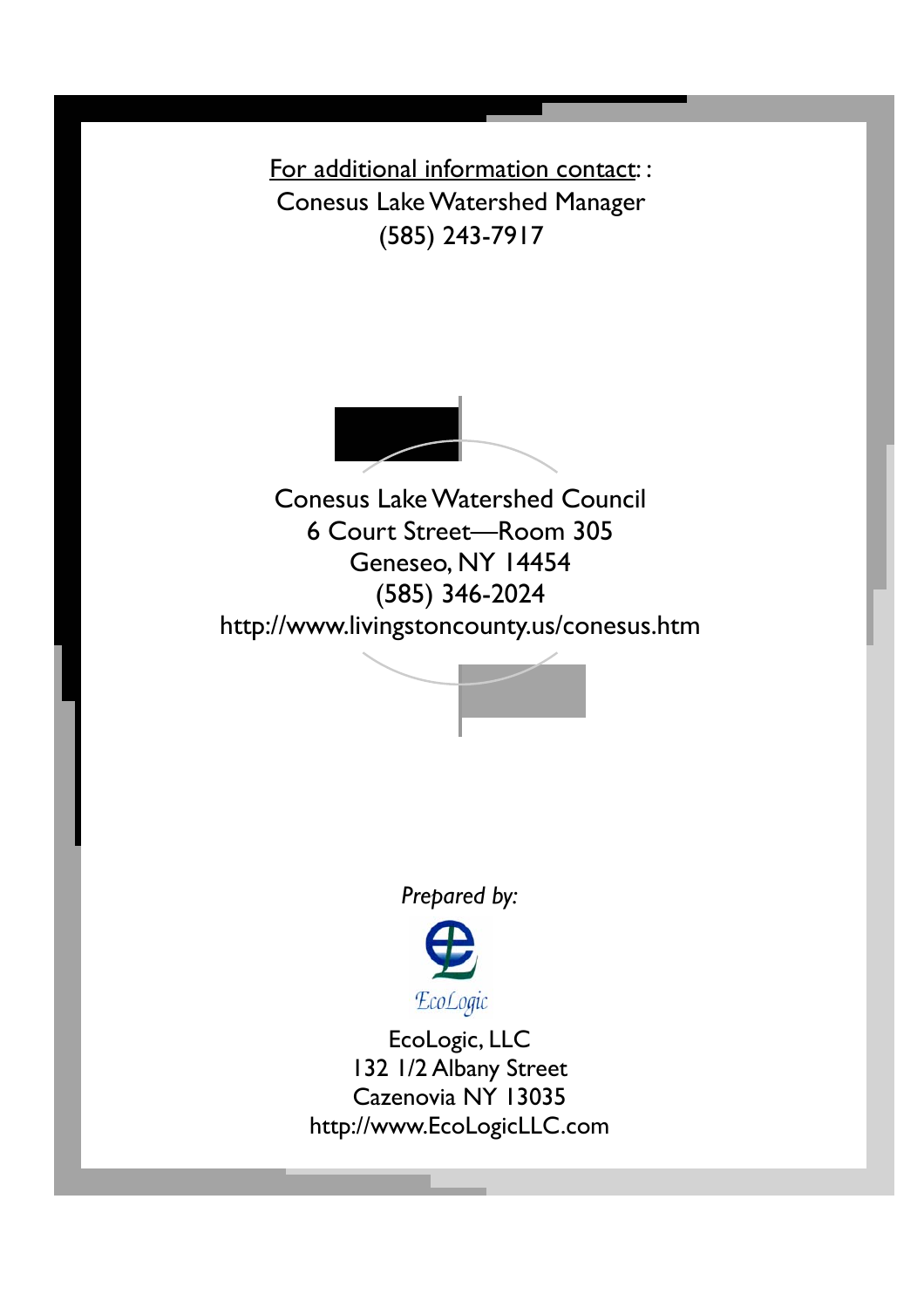For additional information contact: :
Conesus Lake Watershed Manager
(585) 243-7917

Conesus Lake Watershed Council
6 Court Street—Room 305
Geneseo, NY 14454
(585) 346-2024
http://www.livingstoncounty.us/conesus.htm

*Prepared by:*

EcoLogic

EcoLogic, LLC
132 1/2 Albany Street
Cazenovia NY 13035
http://www.EcoLogicLLC.com